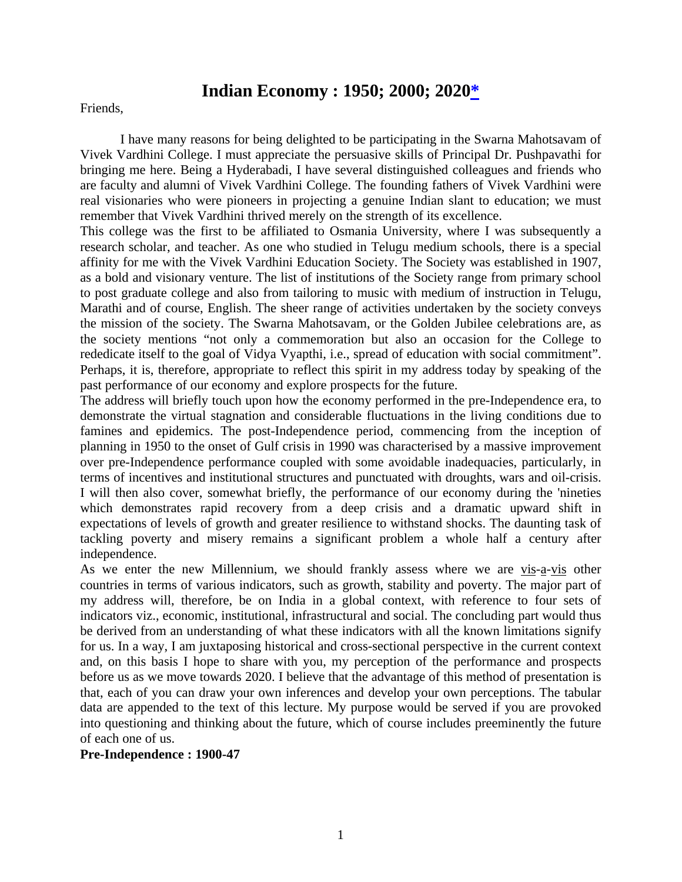# Indian Economy : 1950; 2000; 2020*

Friends,

I have many reasons for being delighted to be participating in the Swarna Mahotsavam of Vivek Vardhini College. I must appreciate the persuasive skills of Principal Dr. Pushpavathi for bringing me here. Being a Hyderabadi, I have several distinguished colleagues and friends who are faculty and alumni of Vivek Vardhini College. The founding fathers of Vivek Vardhini were real visionaries who were pioneers in projecting a genuine Indian slant to education; we must remember that Vivek Vardhini thrived merely on the strength of its excellence.

This college was the first to be affiliated to Osmania University, where I was subsequently a research scholar, and teacher. As one who studied in Telugu medium schools, there is a special affinity for me with the Vivek Vardhini Education Society. The Society was established in 1907, as a bold and visionary venture. The list of institutions of the Society range from primary school to post graduate college and also from tailoring to music with medium of instruction in Telugu, Marathi and of course, English. The sheer range of activities undertaken by the society conveys the mission of the society. The Swarna Mahotsavam, or the Golden Jubilee celebrations are, as the society mentions "not only a commemoration but also an occasion for the College to rededicate itself to the goal of Vidya Vyapthi, i.e., spread of education with social commitment". Perhaps, it is, therefore, appropriate to reflect this spirit in my address today by speaking of the past performance of our economy and explore prospects for the future.

The address will briefly touch upon how the economy performed in the pre-Independence era, to demonstrate the virtual stagnation and considerable fluctuations in the living conditions due to famines and epidemics. The post-Independence period, commencing from the inception of planning in 1950 to the onset of Gulf crisis in 1990 was characterised by a massive improvement over pre-Independence performance coupled with some avoidable inadequacies, particularly, in terms of incentives and institutional structures and punctuated with droughts, wars and oil-crisis. I will then also cover, somewhat briefly, the performance of our economy during the 'nineties which demonstrates rapid recovery from a deep crisis and a dramatic upward shift in expectations of levels of growth and greater resilience to withstand shocks. The daunting task of tackling poverty and misery remains a significant problem a whole half a century after independence.

As we enter the new Millennium, we should frankly assess where we are vis-a-vis other countries in terms of various indicators, such as growth, stability and poverty. The major part of my address will, therefore, be on India in a global context, with reference to four sets of indicators viz., economic, institutional, infrastructural and social. The concluding part would thus be derived from an understanding of what these indicators with all the known limitations signify for us. In a way, I am juxtaposing historical and cross-sectional perspective in the current context and, on this basis I hope to share with you, my perception of the performance and prospects before us as we move towards 2020. I believe that the advantage of this method of presentation is that, each of you can draw your own inferences and develop your own perceptions. The tabular data are appended to the text of this lecture. My purpose would be served if you are provoked into questioning and thinking about the future, which of course includes preeminently the future of each one of us.

**Pre-Independence : 1900-47**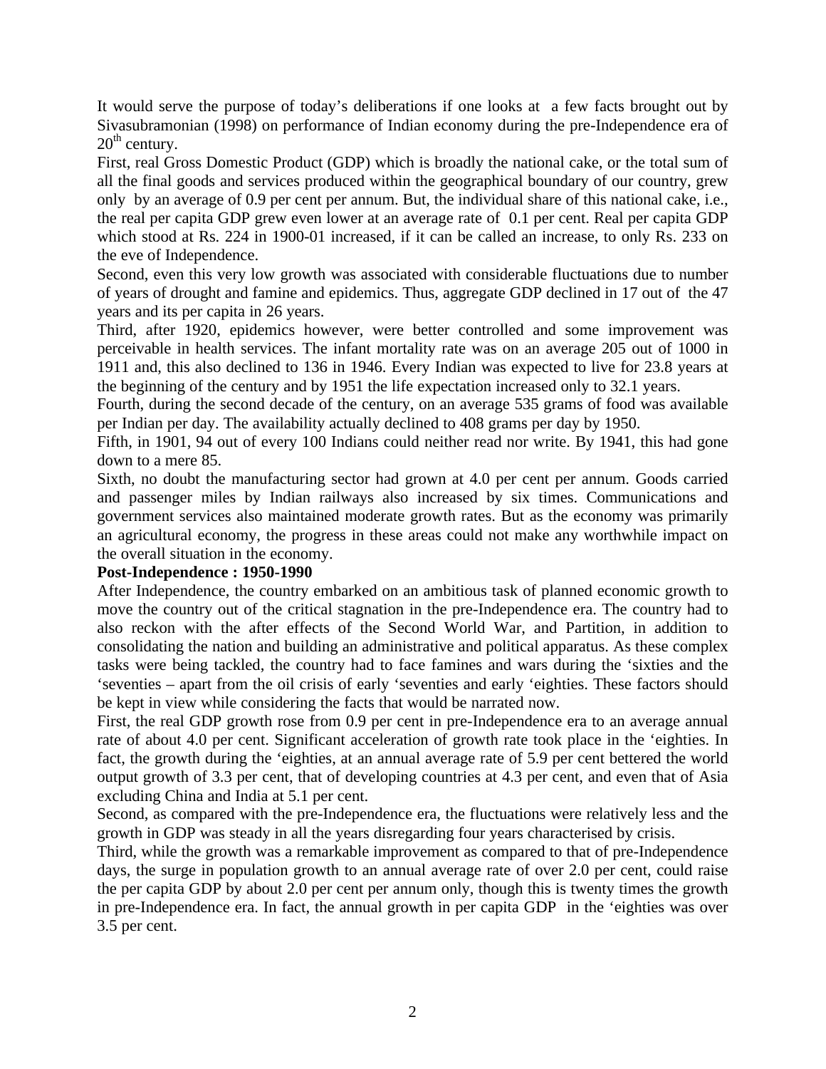It would serve the purpose of today's deliberations if one looks at a few facts brought out by Sivasubramonian (1998) on performance of Indian economy during the pre-Independence era of 20th century.

First, real Gross Domestic Product (GDP) which is broadly the national cake, or the total sum of all the final goods and services produced within the geographical boundary of our country, grew only by an average of 0.9 per cent per annum. But, the individual share of this national cake, i.e., the real per capita GDP grew even lower at an average rate of 0.1 per cent. Real per capita GDP which stood at Rs. 224 in 1900-01 increased, if it can be called an increase, to only Rs. 233 on the eve of Independence.

Second, even this very low growth was associated with considerable fluctuations due to number of years of drought and famine and epidemics. Thus, aggregate GDP declined in 17 out of the 47 years and its per capita in 26 years.

Third, after 1920, epidemics however, were better controlled and some improvement was perceivable in health services. The infant mortality rate was on an average 205 out of 1000 in 1911 and, this also declined to 136 in 1946. Every Indian was expected to live for 23.8 years at the beginning of the century and by 1951 the life expectation increased only to 32.1 years.

Fourth, during the second decade of the century, on an average 535 grams of food was available per Indian per day. The availability actually declined to 408 grams per day by 1950.

Fifth, in 1901, 94 out of every 100 Indians could neither read nor write. By 1941, this had gone down to a mere 85.

Sixth, no doubt the manufacturing sector had grown at 4.0 per cent per annum. Goods carried and passenger miles by Indian railways also increased by six times. Communications and government services also maintained moderate growth rates. But as the economy was primarily an agricultural economy, the progress in these areas could not make any worthwhile impact on the overall situation in the economy.

**Post-Independence : 1950-1990**

After Independence, the country embarked on an ambitious task of planned economic growth to move the country out of the critical stagnation in the pre-Independence era. The country had to also reckon with the after effects of the Second World War, and Partition, in addition to consolidating the nation and building an administrative and political apparatus. As these complex tasks were being tackled, the country had to face famines and wars during the 'sixties and the 'seventies – apart from the oil crisis of early 'seventies and early 'eighties. These factors should be kept in view while considering the facts that would be narrated now.

First, the real GDP growth rose from 0.9 per cent in pre-Independence era to an average annual rate of about 4.0 per cent. Significant acceleration of growth rate took place in the 'eighties. In fact, the growth during the 'eighties, at an annual average rate of 5.9 per cent bettered the world output growth of 3.3 per cent, that of developing countries at 4.3 per cent, and even that of Asia excluding China and India at 5.1 per cent.

Second, as compared with the pre-Independence era, the fluctuations were relatively less and the growth in GDP was steady in all the years disregarding four years characterised by crisis.

Third, while the growth was a remarkable improvement as compared to that of pre-Independence days, the surge in population growth to an annual average rate of over 2.0 per cent, could raise the per capita GDP by about 2.0 per cent per annum only, though this is twenty times the growth in pre-Independence era. In fact, the annual growth in per capita GDP in the 'eighties was over 3.5 per cent.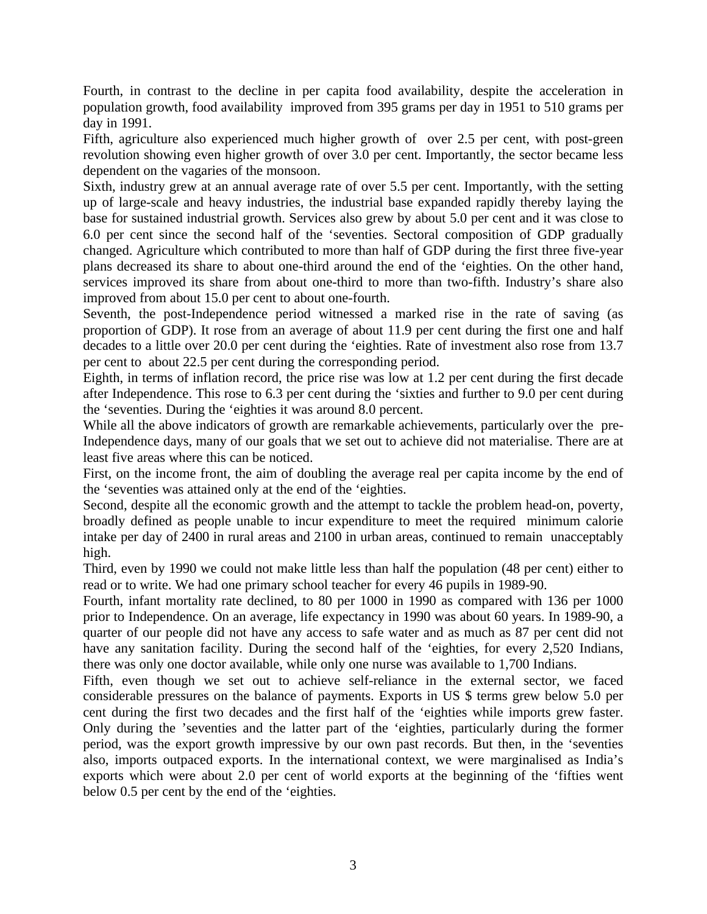Fourth, in contrast to the decline in per capita food availability, despite the acceleration in population growth, food availability improved from 395 grams per day in 1951 to 510 grams per day in 1991.

Fifth, agriculture also experienced much higher growth of over 2.5 per cent, with post-green revolution showing even higher growth of over 3.0 per cent. Importantly, the sector became less dependent on the vagaries of the monsoon.

Sixth, industry grew at an annual average rate of over 5.5 per cent. Importantly, with the setting up of large-scale and heavy industries, the industrial base expanded rapidly thereby laying the base for sustained industrial growth. Services also grew by about 5.0 per cent and it was close to 6.0 per cent since the second half of the 'seventies. Sectoral composition of GDP gradually changed. Agriculture which contributed to more than half of GDP during the first three five-year plans decreased its share to about one-third around the end of the 'eighties. On the other hand, services improved its share from about one-third to more than two-fifth. Industry's share also improved from about 15.0 per cent to about one-fourth.

Seventh, the post-Independence period witnessed a marked rise in the rate of saving (as proportion of GDP). It rose from an average of about 11.9 per cent during the first one and half decades to a little over 20.0 per cent during the 'eighties. Rate of investment also rose from 13.7 per cent to about 22.5 per cent during the corresponding period.

Eighth, in terms of inflation record, the price rise was low at 1.2 per cent during the first decade after Independence. This rose to 6.3 per cent during the 'sixties and further to 9.0 per cent during the 'seventies. During the 'eighties it was around 8.0 percent.

While all the above indicators of growth are remarkable achievements, particularly over the pre-Independence days, many of our goals that we set out to achieve did not materialise. There are at least five areas where this can be noticed.

First, on the income front, the aim of doubling the average real per capita income by the end of the 'seventies was attained only at the end of the 'eighties.

Second, despite all the economic growth and the attempt to tackle the problem head-on, poverty, broadly defined as people unable to incur expenditure to meet the required minimum calorie intake per day of 2400 in rural areas and 2100 in urban areas, continued to remain unacceptably high.

Third, even by 1990 we could not make little less than half the population (48 per cent) either to read or to write. We had one primary school teacher for every 46 pupils in 1989-90.

Fourth, infant mortality rate declined, to 80 per 1000 in 1990 as compared with 136 per 1000 prior to Independence. On an average, life expectancy in 1990 was about 60 years. In 1989-90, a quarter of our people did not have any access to safe water and as much as 87 per cent did not have any sanitation facility. During the second half of the 'eighties, for every 2,520 Indians, there was only one doctor available, while only one nurse was available to 1,700 Indians.

Fifth, even though we set out to achieve self-reliance in the external sector, we faced considerable pressures on the balance of payments. Exports in US $ terms grew below 5.0 per cent during the first two decades and the first half of the 'eighties while imports grew faster. Only during the 'seventies and the latter part of the 'eighties, particularly during the former period, was the export growth impressive by our own past records. But then, in the 'seventies also, imports outpaced exports. In the international context, we were marginalised as India's exports which were about 2.0 per cent of world exports at the beginning of the 'fifties went below 0.5 per cent by the end of the 'eighties.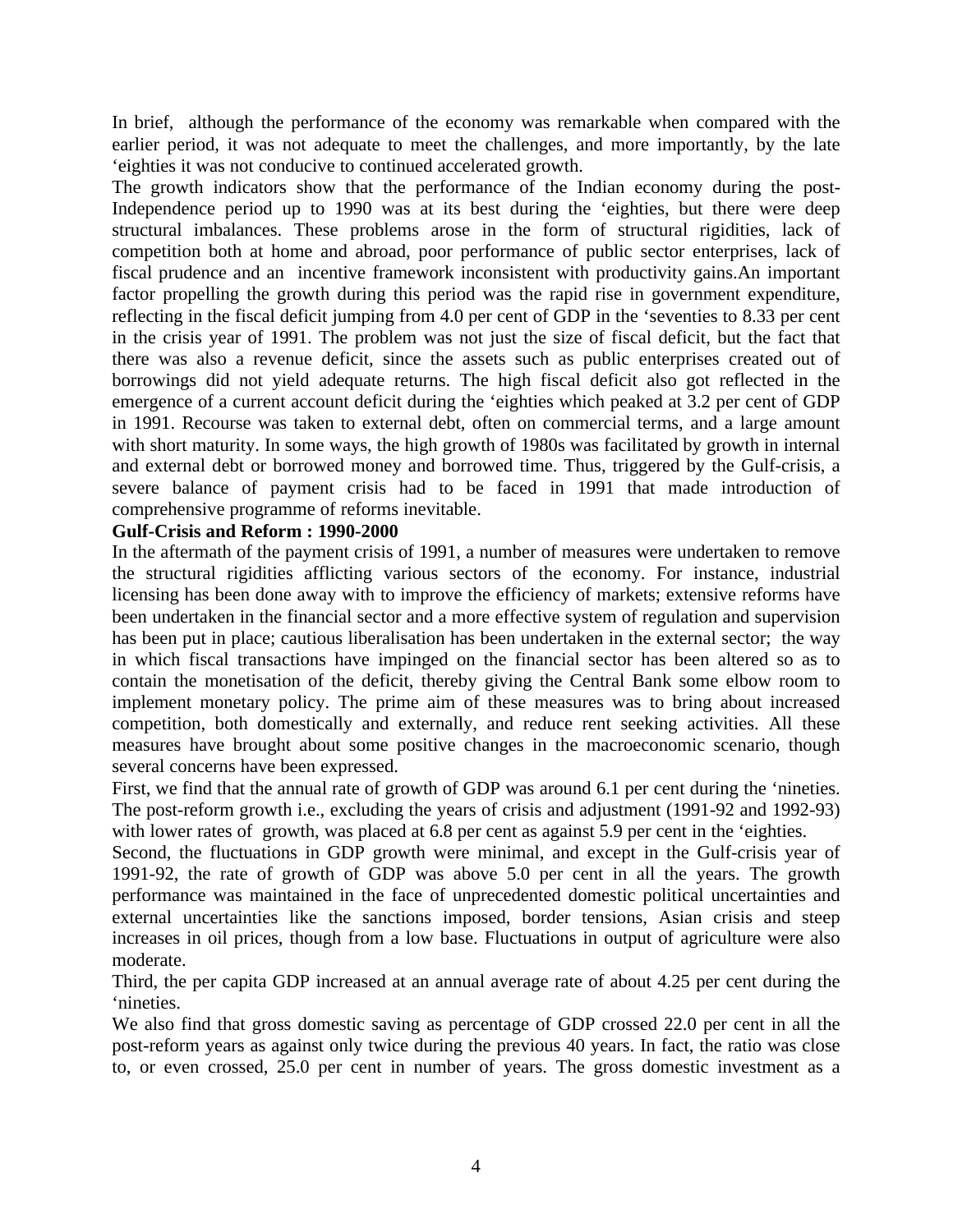In brief, although the performance of the economy was remarkable when compared with the earlier period, it was not adequate to meet the challenges, and more importantly, by the late 'eighties it was not conducive to continued accelerated growth.

The growth indicators show that the performance of the Indian economy during the post-Independence period up to 1990 was at its best during the 'eighties, but there were deep structural imbalances. These problems arose in the form of structural rigidities, lack of competition both at home and abroad, poor performance of public sector enterprises, lack of fiscal prudence and an incentive framework inconsistent with productivity gains.An important factor propelling the growth during this period was the rapid rise in government expenditure, reflecting in the fiscal deficit jumping from 4.0 per cent of GDP in the 'seventies to 8.33 per cent in the crisis year of 1991. The problem was not just the size of fiscal deficit, but the fact that there was also a revenue deficit, since the assets such as public enterprises created out of borrowings did not yield adequate returns. The high fiscal deficit also got reflected in the emergence of a current account deficit during the 'eighties which peaked at 3.2 per cent of GDP in 1991. Recourse was taken to external debt, often on commercial terms, and a large amount with short maturity. In some ways, the high growth of 1980s was facilitated by growth in internal and external debt or borrowed money and borrowed time. Thus, triggered by the Gulf-crisis, a severe balance of payment crisis had to be faced in 1991 that made introduction of comprehensive programme of reforms inevitable.

**Gulf-Crisis and Reform : 1990-2000**

In the aftermath of the payment crisis of 1991, a number of measures were undertaken to remove the structural rigidities afflicting various sectors of the economy. For instance, industrial licensing has been done away with to improve the efficiency of markets; extensive reforms have been undertaken in the financial sector and a more effective system of regulation and supervision has been put in place; cautious liberalisation has been undertaken in the external sector; the way in which fiscal transactions have impinged on the financial sector has been altered so as to contain the monetisation of the deficit, thereby giving the Central Bank some elbow room to implement monetary policy. The prime aim of these measures was to bring about increased competition, both domestically and externally, and reduce rent seeking activities. All these measures have brought about some positive changes in the macroeconomic scenario, though several concerns have been expressed.

First, we find that the annual rate of growth of GDP was around 6.1 per cent during the 'nineties. The post-reform growth i.e., excluding the years of crisis and adjustment (1991-92 and 1992-93) with lower rates of growth, was placed at 6.8 per cent as against 5.9 per cent in the 'eighties.

Second, the fluctuations in GDP growth were minimal, and except in the Gulf-crisis year of 1991-92, the rate of growth of GDP was above 5.0 per cent in all the years. The growth performance was maintained in the face of unprecedented domestic political uncertainties and external uncertainties like the sanctions imposed, border tensions, Asian crisis and steep increases in oil prices, though from a low base. Fluctuations in output of agriculture were also moderate.

Third, the per capita GDP increased at an annual average rate of about 4.25 per cent during the 'nineties.

We also find that gross domestic saving as percentage of GDP crossed 22.0 per cent in all the post-reform years as against only twice during the previous 40 years. In fact, the ratio was close to, or even crossed, 25.0 per cent in number of years. The gross domestic investment as a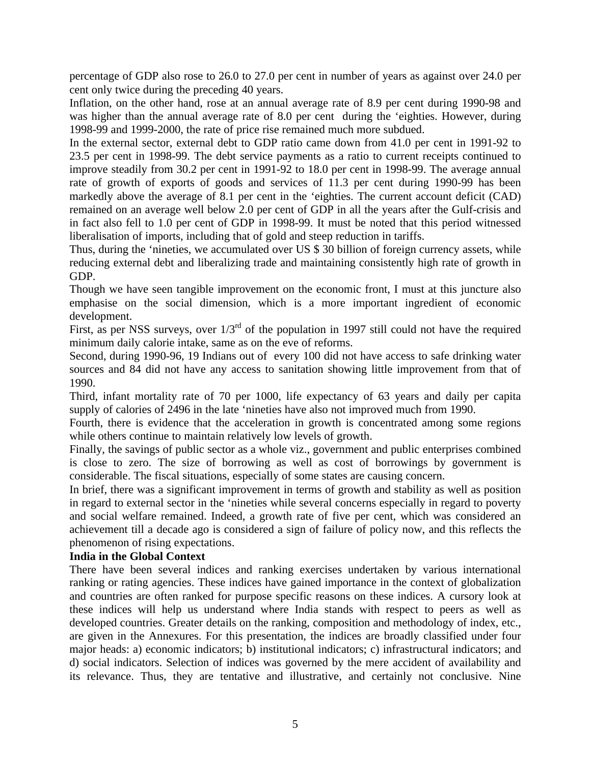percentage of GDP also rose to 26.0 to 27.0 per cent in number of years as against over 24.0 per cent only twice during the preceding 40 years.

Inflation, on the other hand, rose at an annual average rate of 8.9 per cent during 1990-98 and was higher than the annual average rate of 8.0 per cent during the 'eighties. However, during 1998-99 and 1999-2000, the rate of price rise remained much more subdued.

In the external sector, external debt to GDP ratio came down from 41.0 per cent in 1991-92 to 23.5 per cent in 1998-99. The debt service payments as a ratio to current receipts continued to improve steadily from 30.2 per cent in 1991-92 to 18.0 per cent in 1998-99. The average annual rate of growth of exports of goods and services of 11.3 per cent during 1990-99 has been markedly above the average of 8.1 per cent in the 'eighties. The current account deficit (CAD) remained on an average well below 2.0 per cent of GDP in all the years after the Gulf-crisis and in fact also fell to 1.0 per cent of GDP in 1998-99. It must be noted that this period witnessed liberalisation of imports, including that of gold and steep reduction in tariffs.

Thus, during the 'nineties, we accumulated over US $ 30 billion of foreign currency assets, while reducing external debt and liberalizing trade and maintaining consistently high rate of growth in GDP.

Though we have seen tangible improvement on the economic front, I must at this juncture also emphasise on the social dimension, which is a more important ingredient of economic development.

First, as per NSS surveys, over 1/3rd of the population in 1997 still could not have the required minimum daily calorie intake, same as on the eve of reforms.

Second, during 1990-96, 19 Indians out of every 100 did not have access to safe drinking water sources and 84 did not have any access to sanitation showing little improvement from that of 1990.

Third, infant mortality rate of 70 per 1000, life expectancy of 63 years and daily per capita supply of calories of 2496 in the late 'nineties have also not improved much from 1990.

Fourth, there is evidence that the acceleration in growth is concentrated among some regions while others continue to maintain relatively low levels of growth.

Finally, the savings of public sector as a whole viz., government and public enterprises combined is close to zero. The size of borrowing as well as cost of borrowings by government is considerable. The fiscal situations, especially of some states are causing concern.

In brief, there was a significant improvement in terms of growth and stability as well as position in regard to external sector in the 'nineties while several concerns especially in regard to poverty and social welfare remained. Indeed, a growth rate of five per cent, which was considered an achievement till a decade ago is considered a sign of failure of policy now, and this reflects the phenomenon of rising expectations.

**India in the Global Context**

There have been several indices and ranking exercises undertaken by various international ranking or rating agencies. These indices have gained importance in the context of globalization and countries are often ranked for purpose specific reasons on these indices. A cursory look at these indices will help us understand where India stands with respect to peers as well as developed countries. Greater details on the ranking, composition and methodology of index, etc., are given in the Annexures. For this presentation, the indices are broadly classified under four major heads: a) economic indicators; b) institutional indicators; c) infrastructural indicators; and d) social indicators. Selection of indices was governed by the mere accident of availability and its relevance. Thus, they are tentative and illustrative, and certainly not conclusive. Nine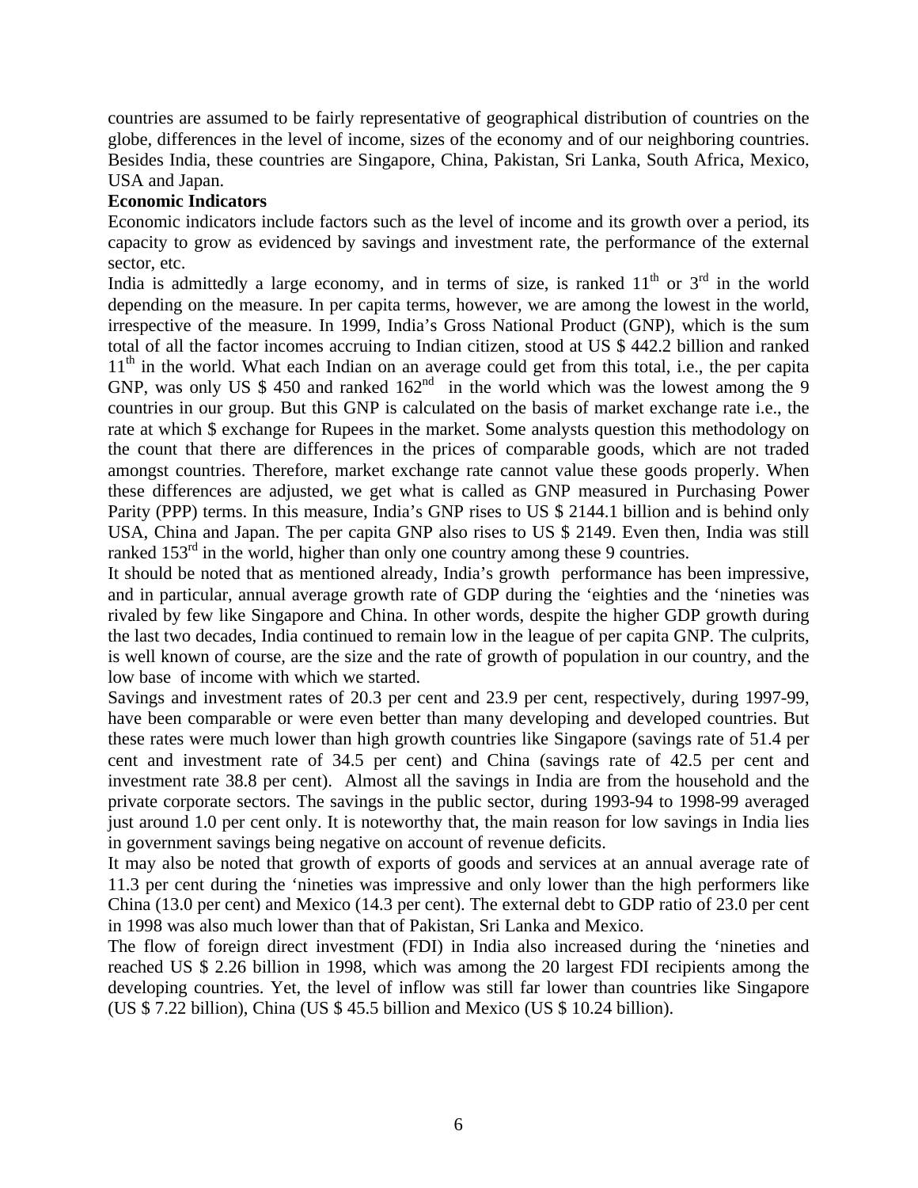countries are assumed to be fairly representative of geographical distribution of countries on the globe, differences in the level of income, sizes of the economy and of our neighboring countries. Besides India, these countries are Singapore, China, Pakistan, Sri Lanka, South Africa, Mexico, USA and Japan.

**Economic Indicators**

Economic indicators include factors such as the level of income and its growth over a period, its capacity to grow as evidenced by savings and investment rate, the performance of the external sector, etc.

India is admittedly a large economy, and in terms of size, is ranked 11th or 3rd in the world depending on the measure. In per capita terms, however, we are among the lowest in the world, irrespective of the measure. In 1999, India's Gross National Product (GNP), which is the sum total of all the factor incomes accruing to Indian citizen, stood at US $ 442.2 billion and ranked 11th in the world. What each Indian on an average could get from this total, i.e., the per capita GNP, was only US $ 450 and ranked 162nd in the world which was the lowest among the 9 countries in our group. But this GNP is calculated on the basis of market exchange rate i.e., the rate at which $ exchange for Rupees in the market. Some analysts question this methodology on the count that there are differences in the prices of comparable goods, which are not traded amongst countries. Therefore, market exchange rate cannot value these goods properly. When these differences are adjusted, we get what is called as GNP measured in Purchasing Power Parity (PPP) terms. In this measure, India's GNP rises to US $ 2144.1 billion and is behind only USA, China and Japan. The per capita GNP also rises to US $ 2149. Even then, India was still ranked 153rd in the world, higher than only one country among these 9 countries.

It should be noted that as mentioned already, India's growth performance has been impressive, and in particular, annual average growth rate of GDP during the 'eighties and the 'nineties was rivaled by few like Singapore and China. In other words, despite the higher GDP growth during the last two decades, India continued to remain low in the league of per capita GNP. The culprits, is well known of course, are the size and the rate of growth of population in our country, and the low base of income with which we started.

Savings and investment rates of 20.3 per cent and 23.9 per cent, respectively, during 1997-99, have been comparable or were even better than many developing and developed countries. But these rates were much lower than high growth countries like Singapore (savings rate of 51.4 per cent and investment rate of 34.5 per cent) and China (savings rate of 42.5 per cent and investment rate 38.8 per cent). Almost all the savings in India are from the household and the private corporate sectors. The savings in the public sector, during 1993-94 to 1998-99 averaged just around 1.0 per cent only. It is noteworthy that, the main reason for low savings in India lies in government savings being negative on account of revenue deficits.

It may also be noted that growth of exports of goods and services at an annual average rate of 11.3 per cent during the 'nineties was impressive and only lower than the high performers like China (13.0 per cent) and Mexico (14.3 per cent). The external debt to GDP ratio of 23.0 per cent in 1998 was also much lower than that of Pakistan, Sri Lanka and Mexico.

The flow of foreign direct investment (FDI) in India also increased during the 'nineties and reached US $ 2.26 billion in 1998, which was among the 20 largest FDI recipients among the developing countries. Yet, the level of inflow was still far lower than countries like Singapore (US $ 7.22 billion), China (US $ 45.5 billion and Mexico (US $ 10.24 billion).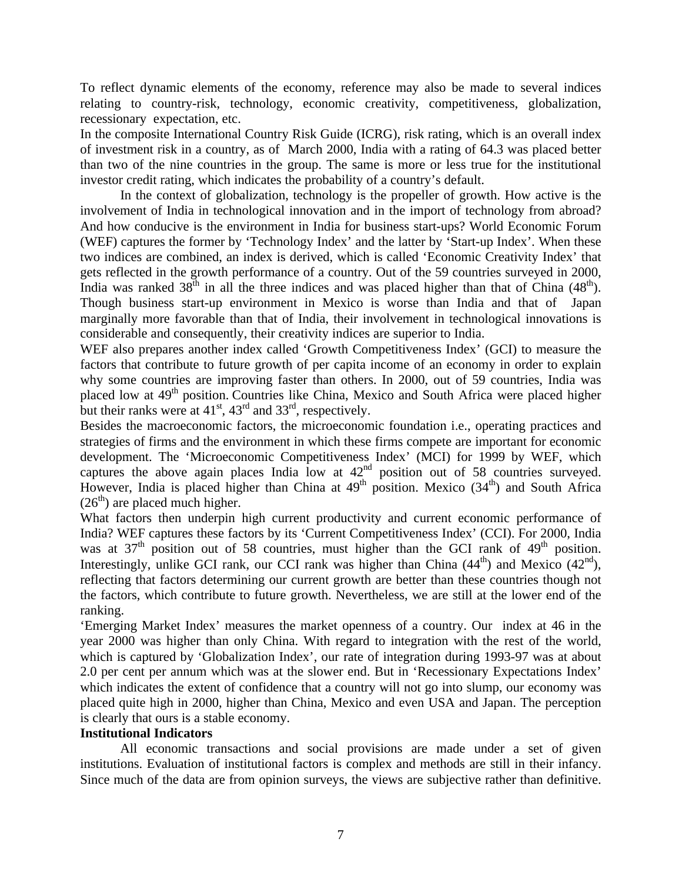To reflect dynamic elements of the economy, reference may also be made to several indices relating to country-risk, technology, economic creativity, competitiveness, globalization, recessionary expectation, etc.

In the composite International Country Risk Guide (ICRG), risk rating, which is an overall index of investment risk in a country, as of March 2000, India with a rating of 64.3 was placed better than two of the nine countries in the group. The same is more or less true for the institutional investor credit rating, which indicates the probability of a country's default.

In the context of globalization, technology is the propeller of growth. How active is the involvement of India in technological innovation and in the import of technology from abroad? And how conducive is the environment in India for business start-ups? World Economic Forum (WEF) captures the former by 'Technology Index' and the latter by 'Start-up Index'. When these two indices are combined, an index is derived, which is called 'Economic Creativity Index' that gets reflected in the growth performance of a country. Out of the 59 countries surveyed in 2000, India was ranked 38th in all the three indices and was placed higher than that of China (48th). Though business start-up environment in Mexico is worse than India and that of Japan marginally more favorable than that of India, their involvement in technological innovations is considerable and consequently, their creativity indices are superior to India.

WEF also prepares another index called 'Growth Competitiveness Index' (GCI) to measure the factors that contribute to future growth of per capita income of an economy in order to explain why some countries are improving faster than others. In 2000, out of 59 countries, India was placed low at 49th position. Countries like China, Mexico and South Africa were placed higher but their ranks were at 41st, 43rd and 33rd, respectively.

Besides the macroeconomic factors, the microeconomic foundation i.e., operating practices and strategies of firms and the environment in which these firms compete are important for economic development. The 'Microeconomic Competitiveness Index' (MCI) for 1999 by WEF, which captures the above again places India low at 42nd position out of 58 countries surveyed. However, India is placed higher than China at 49th position. Mexico (34th) and South Africa (26th) are placed much higher.

What factors then underpin high current productivity and current economic performance of India? WEF captures these factors by its 'Current Competitiveness Index' (CCI). For 2000, India was at 37th position out of 58 countries, must higher than the GCI rank of 49th position. Interestingly, unlike GCI rank, our CCI rank was higher than China (44th) and Mexico (42nd), reflecting that factors determining our current growth are better than these countries though not the factors, which contribute to future growth. Nevertheless, we are still at the lower end of the ranking.

'Emerging Market Index' measures the market openness of a country. Our index at 46 in the year 2000 was higher than only China. With regard to integration with the rest of the world, which is captured by 'Globalization Index', our rate of integration during 1993-97 was at about 2.0 per cent per annum which was at the slower end. But in 'Recessionary Expectations Index' which indicates the extent of confidence that a country will not go into slump, our economy was placed quite high in 2000, higher than China, Mexico and even USA and Japan. The perception is clearly that ours is a stable economy.

**Institutional Indicators**

All economic transactions and social provisions are made under a set of given institutions. Evaluation of institutional factors is complex and methods are still in their infancy. Since much of the data are from opinion surveys, the views are subjective rather than definitive.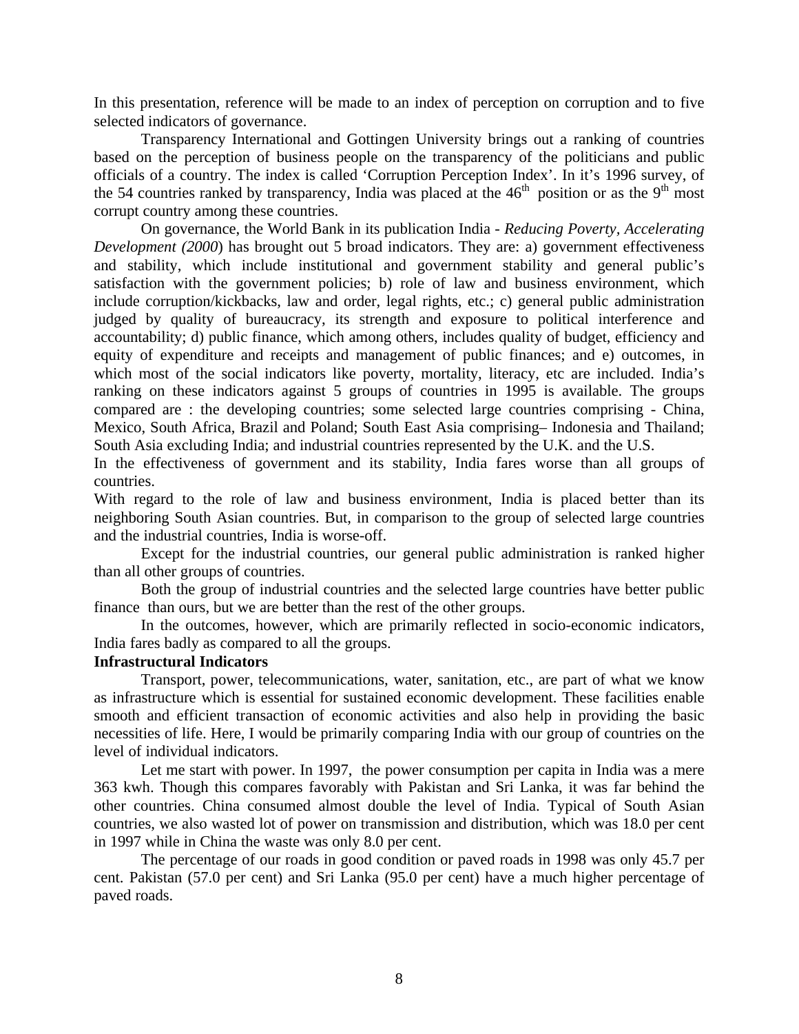In this presentation, reference will be made to an index of perception on corruption and to five selected indicators of governance.

Transparency International and Gottingen University brings out a ranking of countries based on the perception of business people on the transparency of the politicians and public officials of a country. The index is called 'Corruption Perception Index'. In it's 1996 survey, of the 54 countries ranked by transparency, India was placed at the 46th position or as the 9th most corrupt country among these countries.

On governance, the World Bank in its publication India - *Reducing Poverty, Accelerating Development (2000*) has brought out 5 broad indicators. They are: a) government effectiveness and stability, which include institutional and government stability and general public's satisfaction with the government policies; b) role of law and business environment, which include corruption/kickbacks, law and order, legal rights, etc.; c) general public administration judged by quality of bureaucracy, its strength and exposure to political interference and accountability; d) public finance, which among others, includes quality of budget, efficiency and equity of expenditure and receipts and management of public finances; and e) outcomes, in which most of the social indicators like poverty, mortality, literacy, etc are included. India's ranking on these indicators against 5 groups of countries in 1995 is available. The groups compared are : the developing countries; some selected large countries comprising - China, Mexico, South Africa, Brazil and Poland; South East Asia comprising– Indonesia and Thailand; South Asia excluding India; and industrial countries represented by the U.K. and the U.S.

In the effectiveness of government and its stability, India fares worse than all groups of countries.

With regard to the role of law and business environment, India is placed better than its neighboring South Asian countries. But, in comparison to the group of selected large countries and the industrial countries, India is worse-off.

Except for the industrial countries, our general public administration is ranked higher than all other groups of countries.

Both the group of industrial countries and the selected large countries have better public finance than ours, but we are better than the rest of the other groups.

In the outcomes, however, which are primarily reflected in socio-economic indicators, India fares badly as compared to all the groups.

**Infrastructural Indicators**

Transport, power, telecommunications, water, sanitation, etc., are part of what we know as infrastructure which is essential for sustained economic development. These facilities enable smooth and efficient transaction of economic activities and also help in providing the basic necessities of life. Here, I would be primarily comparing India with our group of countries on the level of individual indicators.

Let me start with power. In 1997, the power consumption per capita in India was a mere 363 kwh. Though this compares favorably with Pakistan and Sri Lanka, it was far behind the other countries. China consumed almost double the level of India. Typical of South Asian countries, we also wasted lot of power on transmission and distribution, which was 18.0 per cent in 1997 while in China the waste was only 8.0 per cent.

The percentage of our roads in good condition or paved roads in 1998 was only 45.7 per cent. Pakistan (57.0 per cent) and Sri Lanka (95.0 per cent) have a much higher percentage of paved roads.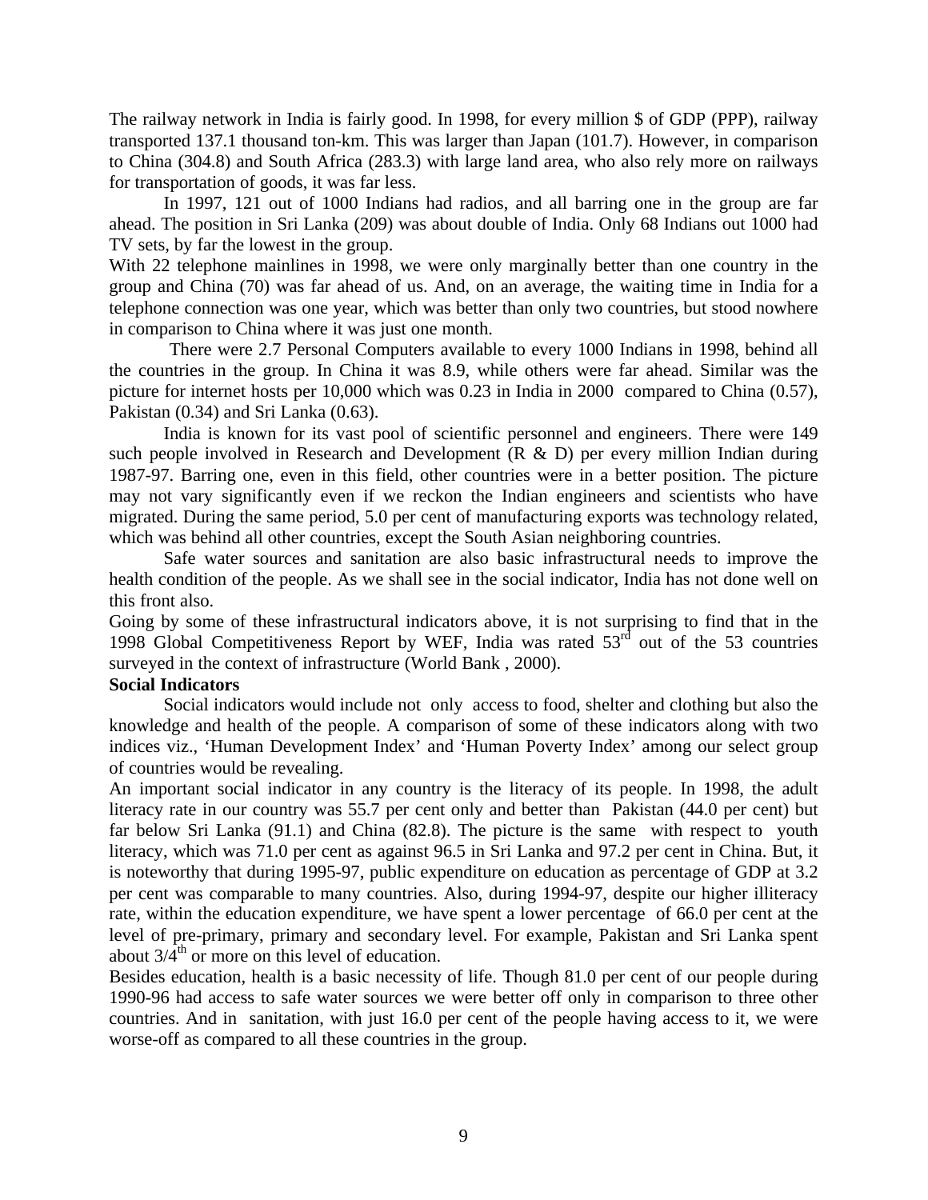The railway network in India is fairly good. In 1998, for every million $ of GDP (PPP), railway transported 137.1 thousand ton-km. This was larger than Japan (101.7). However, in comparison to China (304.8) and South Africa (283.3) with large land area, who also rely more on railways for transportation of goods, it was far less.

In 1997, 121 out of 1000 Indians had radios, and all barring one in the group are far ahead. The position in Sri Lanka (209) was about double of India. Only 68 Indians out 1000 had TV sets, by far the lowest in the group.

With 22 telephone mainlines in 1998, we were only marginally better than one country in the group and China (70) was far ahead of us. And, on an average, the waiting time in India for a telephone connection was one year, which was better than only two countries, but stood nowhere in comparison to China where it was just one month.

There were 2.7 Personal Computers available to every 1000 Indians in 1998, behind all the countries in the group. In China it was 8.9, while others were far ahead. Similar was the picture for internet hosts per 10,000 which was 0.23 in India in 2000 compared to China (0.57), Pakistan (0.34) and Sri Lanka (0.63).

India is known for its vast pool of scientific personnel and engineers. There were 149 such people involved in Research and Development (R & D) per every million Indian during 1987-97. Barring one, even in this field, other countries were in a better position. The picture may not vary significantly even if we reckon the Indian engineers and scientists who have migrated. During the same period, 5.0 per cent of manufacturing exports was technology related, which was behind all other countries, except the South Asian neighboring countries.

Safe water sources and sanitation are also basic infrastructural needs to improve the health condition of the people. As we shall see in the social indicator, India has not done well on this front also.

Going by some of these infrastructural indicators above, it is not surprising to find that in the 1998 Global Competitiveness Report by WEF, India was rated 53rd out of the 53 countries surveyed in the context of infrastructure (World Bank , 2000).

**Social Indicators**

Social indicators would include not only access to food, shelter and clothing but also the knowledge and health of the people. A comparison of some of these indicators along with two indices viz., 'Human Development Index' and 'Human Poverty Index' among our select group of countries would be revealing.

An important social indicator in any country is the literacy of its people. In 1998, the adult literacy rate in our country was 55.7 per cent only and better than Pakistan (44.0 per cent) but far below Sri Lanka (91.1) and China (82.8). The picture is the same with respect to youth literacy, which was 71.0 per cent as against 96.5 in Sri Lanka and 97.2 per cent in China. But, it is noteworthy that during 1995-97, public expenditure on education as percentage of GDP at 3.2 per cent was comparable to many countries. Also, during 1994-97, despite our higher illiteracy rate, within the education expenditure, we have spent a lower percentage of 66.0 per cent at the level of pre-primary, primary and secondary level. For example, Pakistan and Sri Lanka spent about 3/4th or more on this level of education.

Besides education, health is a basic necessity of life. Though 81.0 per cent of our people during 1990-96 had access to safe water sources we were better off only in comparison to three other countries. And in sanitation, with just 16.0 per cent of the people having access to it, we were worse-off as compared to all these countries in the group.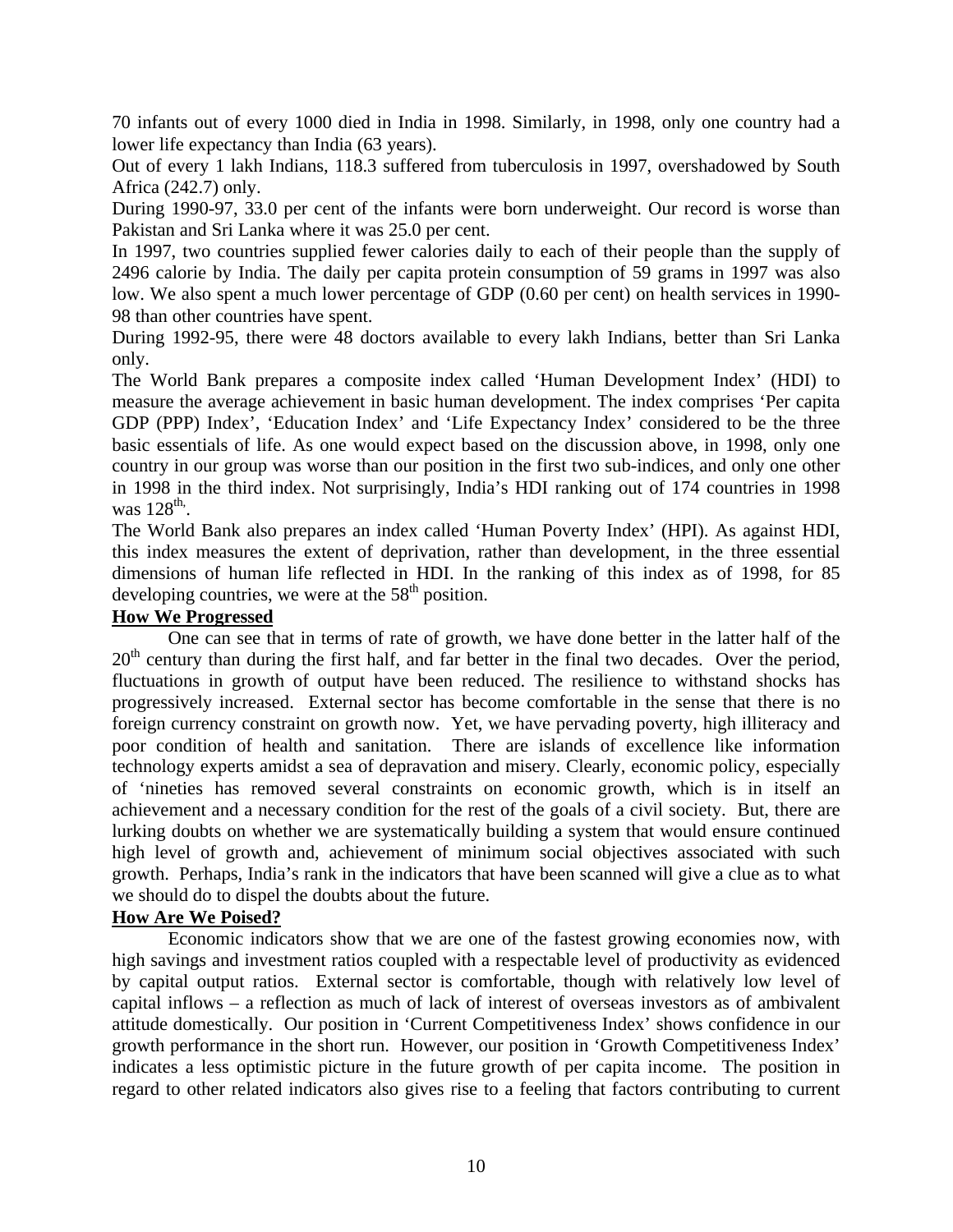70 infants out of every 1000 died in India in 1998. Similarly, in 1998, only one country had a lower life expectancy than India (63 years).

Out of every 1 lakh Indians, 118.3 suffered from tuberculosis in 1997, overshadowed by South Africa (242.7) only.

During 1990-97, 33.0 per cent of the infants were born underweight. Our record is worse than Pakistan and Sri Lanka where it was 25.0 per cent.

In 1997, two countries supplied fewer calories daily to each of their people than the supply of 2496 calorie by India. The daily per capita protein consumption of 59 grams in 1997 was also low. We also spent a much lower percentage of GDP (0.60 per cent) on health services in 1990-98 than other countries have spent.

During 1992-95, there were 48 doctors available to every lakh Indians, better than Sri Lanka only.

The World Bank prepares a composite index called 'Human Development Index' (HDI) to measure the average achievement in basic human development. The index comprises 'Per capita GDP (PPP) Index', 'Education Index' and 'Life Expectancy Index' considered to be the three basic essentials of life. As one would expect based on the discussion above, in 1998, only one country in our group was worse than our position in the first two sub-indices, and only one other in 1998 in the third index. Not surprisingly, India's HDI ranking out of 174 countries in 1998 was 128th.

The World Bank also prepares an index called 'Human Poverty Index' (HPI). As against HDI, this index measures the extent of deprivation, rather than development, in the three essential dimensions of human life reflected in HDI. In the ranking of this index as of 1998, for 85 developing countries, we were at the 58th position.

**How We Progressed**

One can see that in terms of rate of growth, we have done better in the latter half of the 20th century than during the first half, and far better in the final two decades. Over the period, fluctuations in growth of output have been reduced. The resilience to withstand shocks has progressively increased. External sector has become comfortable in the sense that there is no foreign currency constraint on growth now. Yet, we have pervading poverty, high illiteracy and poor condition of health and sanitation. There are islands of excellence like information technology experts amidst a sea of depravation and misery. Clearly, economic policy, especially of 'nineties has removed several constraints on economic growth, which is in itself an achievement and a necessary condition for the rest of the goals of a civil society. But, there are lurking doubts on whether we are systematically building a system that would ensure continued high level of growth and, achievement of minimum social objectives associated with such growth. Perhaps, India's rank in the indicators that have been scanned will give a clue as to what we should do to dispel the doubts about the future.

**How Are We Poised?**

Economic indicators show that we are one of the fastest growing economies now, with high savings and investment ratios coupled with a respectable level of productivity as evidenced by capital output ratios. External sector is comfortable, though with relatively low level of capital inflows – a reflection as much of lack of interest of overseas investors as of ambivalent attitude domestically. Our position in 'Current Competitiveness Index' shows confidence in our growth performance in the short run. However, our position in 'Growth Competitiveness Index' indicates a less optimistic picture in the future growth of per capita income. The position in regard to other related indicators also gives rise to a feeling that factors contributing to current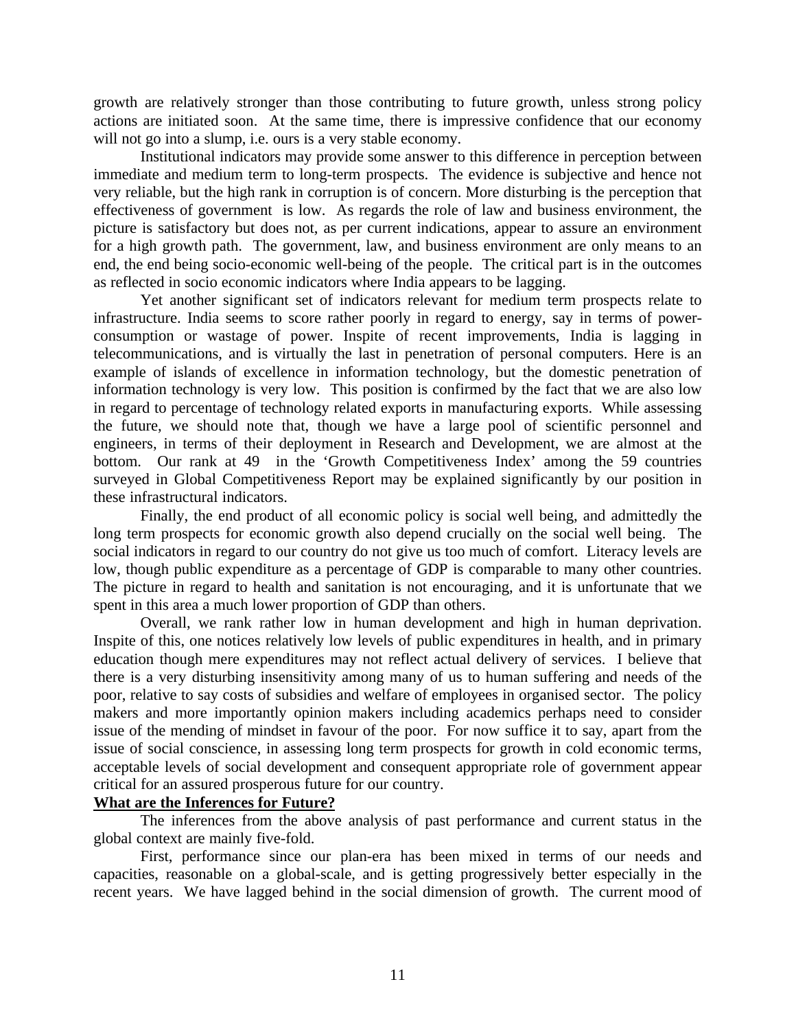growth are relatively stronger than those contributing to future growth, unless strong policy actions are initiated soon. At the same time, there is impressive confidence that our economy will not go into a slump, i.e. ours is a very stable economy.

Institutional indicators may provide some answer to this difference in perception between immediate and medium term to long-term prospects. The evidence is subjective and hence not very reliable, but the high rank in corruption is of concern. More disturbing is the perception that effectiveness of government is low. As regards the role of law and business environment, the picture is satisfactory but does not, as per current indications, appear to assure an environment for a high growth path. The government, law, and business environment are only means to an end, the end being socio-economic well-being of the people. The critical part is in the outcomes as reflected in socio economic indicators where India appears to be lagging.

Yet another significant set of indicators relevant for medium term prospects relate to infrastructure. India seems to score rather poorly in regard to energy, say in terms of power-consumption or wastage of power. Inspite of recent improvements, India is lagging in telecommunications, and is virtually the last in penetration of personal computers. Here is an example of islands of excellence in information technology, but the domestic penetration of information technology is very low. This position is confirmed by the fact that we are also low in regard to percentage of technology related exports in manufacturing exports. While assessing the future, we should note that, though we have a large pool of scientific personnel and engineers, in terms of their deployment in Research and Development, we are almost at the bottom. Our rank at 49 in the 'Growth Competitiveness Index' among the 59 countries surveyed in Global Competitiveness Report may be explained significantly by our position in these infrastructural indicators.

Finally, the end product of all economic policy is social well being, and admittedly the long term prospects for economic growth also depend crucially on the social well being. The social indicators in regard to our country do not give us too much of comfort. Literacy levels are low, though public expenditure as a percentage of GDP is comparable to many other countries. The picture in regard to health and sanitation is not encouraging, and it is unfortunate that we spent in this area a much lower proportion of GDP than others.

Overall, we rank rather low in human development and high in human deprivation. Inspite of this, one notices relatively low levels of public expenditures in health, and in primary education though mere expenditures may not reflect actual delivery of services. I believe that there is a very disturbing insensitivity among many of us to human suffering and needs of the poor, relative to say costs of subsidies and welfare of employees in organised sector. The policy makers and more importantly opinion makers including academics perhaps need to consider issue of the mending of mindset in favour of the poor. For now suffice it to say, apart from the issue of social conscience, in assessing long term prospects for growth in cold economic terms, acceptable levels of social development and consequent appropriate role of government appear critical for an assured prosperous future for our country.

## What are the Inferences for Future?

The inferences from the above analysis of past performance and current status in the global context are mainly five-fold.

First, performance since our plan-era has been mixed in terms of our needs and capacities, reasonable on a global-scale, and is getting progressively better especially in the recent years. We have lagged behind in the social dimension of growth. The current mood of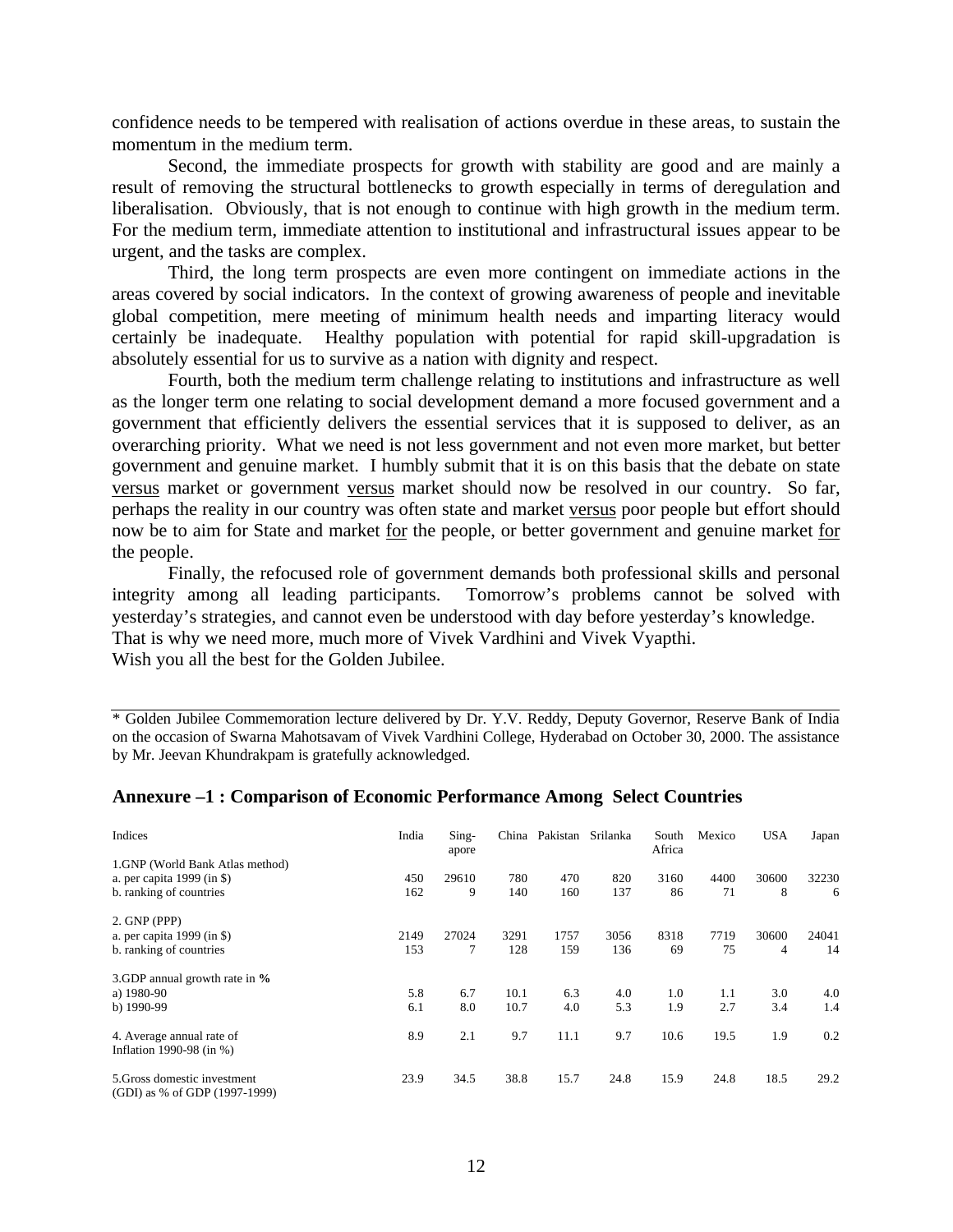confidence needs to be tempered with realisation of actions overdue in these areas, to sustain the momentum in the medium term.

Second, the immediate prospects for growth with stability are good and are mainly a result of removing the structural bottlenecks to growth especially in terms of deregulation and liberalisation. Obviously, that is not enough to continue with high growth in the medium term. For the medium term, immediate attention to institutional and infrastructural issues appear to be urgent, and the tasks are complex.

Third, the long term prospects are even more contingent on immediate actions in the areas covered by social indicators. In the context of growing awareness of people and inevitable global competition, mere meeting of minimum health needs and imparting literacy would certainly be inadequate. Healthy population with potential for rapid skill-upgradation is absolutely essential for us to survive as a nation with dignity and respect.

Fourth, both the medium term challenge relating to institutions and infrastructure as well as the longer term one relating to social development demand a more focused government and a government that efficiently delivers the essential services that it is supposed to deliver, as an overarching priority. What we need is not less government and not even more market, but better government and genuine market. I humbly submit that it is on this basis that the debate on state versus market or government versus market should now be resolved in our country. So far, perhaps the reality in our country was often state and market versus poor people but effort should now be to aim for State and market for the people, or better government and genuine market for the people.

Finally, the refocused role of government demands both professional skills and personal integrity among all leading participants. Tomorrow's problems cannot be solved with yesterday's strategies, and cannot even be understood with day before yesterday's knowledge. That is why we need more, much more of Vivek Vardhini and Vivek Vyapthi.

Wish you all the best for the Golden Jubilee.

---

* Golden Jubilee Commemoration lecture delivered by Dr. Y.V. Reddy, Deputy Governor, Reserve Bank of India on the occasion of Swarna Mahotsavam of Vivek Vardhini College, Hyderabad on October 30, 2000. The assistance by Mr. Jeevan Khundrakpam is gratefully acknowledged.

### Annexure –1 : Comparison of Economic Performance Among Select Countries

| Indices | India | Singapore | China | Pakistan | Srilanka | South Africa | Mexico | USA | Japan |
|---|---|---|---|---|---|---|---|---|---|
| 1.GNP (World Bank Atlas method) | | | | | | | | | |
| a. per capita 1999 (in $) | 450 | 29610 | 780 | 470 | 820 | 3160 | 4400 | 30600 | 32230 |
| b. ranking of countries | 162 | 9 | 140 | 160 | 137 | 86 | 71 | 8 | 6 |
| 2. GNP (PPP) | | | | | | | | | |
| a. per capita 1999 (in $) | 2149 | 27024 | 3291 | 1757 | 3056 | 8318 | 7719 | 30600 | 24041 |
| b. ranking of countries | 153 | 7 | 128 | 159 | 136 | 69 | 75 | 4 | 14 |
| 3.GDP annual growth rate in **%** | | | | | | | | | |
| a) 1980-90 | 5.8 | 6.7 | 10.1 | 6.3 | 4.0 | 1.0 | 1.1 | 3.0 | 4.0 |
| b) 1990-99 | 6.1 | 8.0 | 10.7 | 4.0 | 5.3 | 1.9 | 2.7 | 3.4 | 1.4 |
| 4. Average annual rate of Inflation 1990-98 (in %) | 8.9 | 2.1 | 9.7 | 11.1 | 9.7 | 10.6 | 19.5 | 1.9 | 0.2 |
| 5.Gross domestic investment (GDI) as % of GDP (1997-1999) | 23.9 | 34.5 | 38.8 | 15.7 | 24.8 | 15.9 | 24.8 | 18.5 | 29.2 |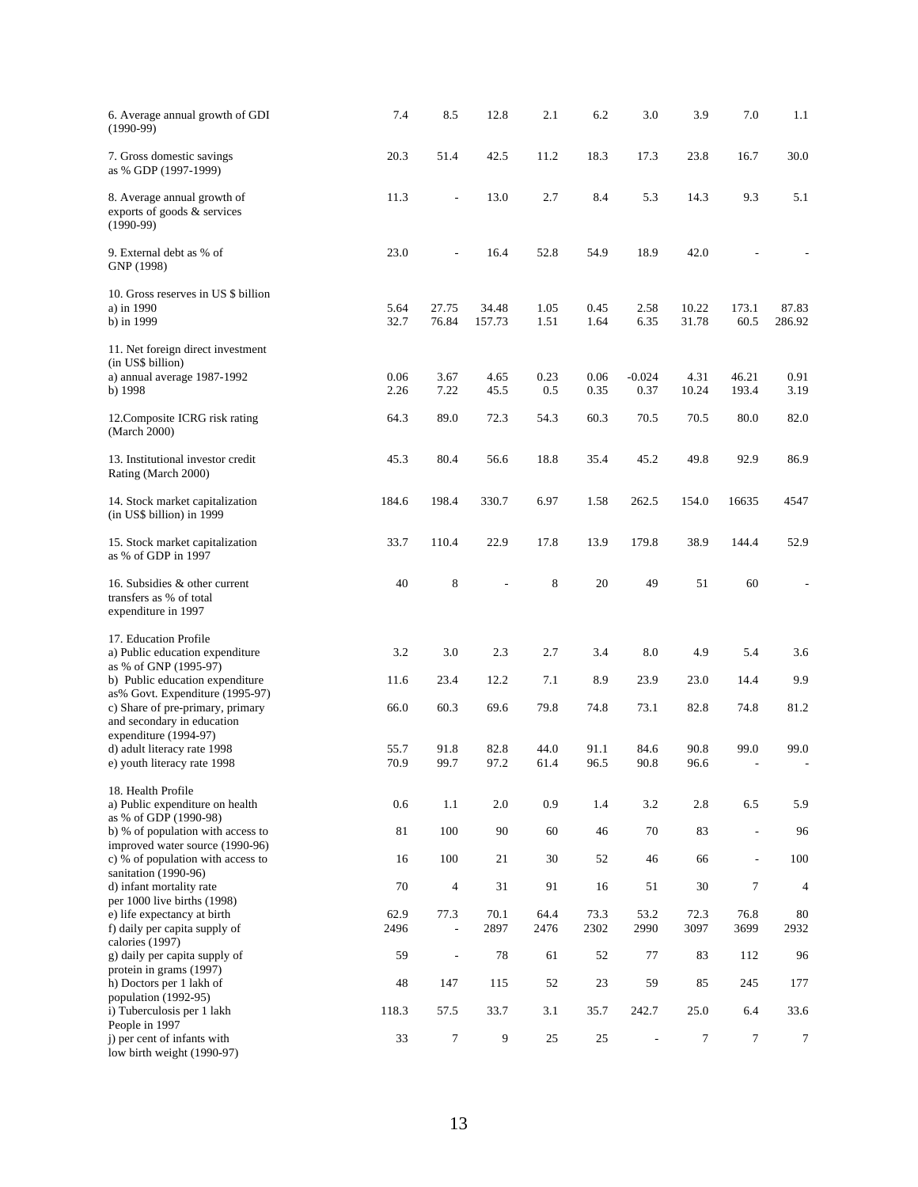| | | | | | | | | | |
|---|---|---|---|---|---|---|---|---|---|
| 6. Average annual growth of GDI (1990-99) | 7.4 | 8.5 | 12.8 | 2.1 | 6.2 | 3.0 | 3.9 | 7.0 | 1.1 |
| 7. Gross domestic savings as % GDP (1997-1999) | 20.3 | 51.4 | 42.5 | 11.2 | 18.3 | 17.3 | 23.8 | 16.7 | 30.0 |
| 8. Average annual growth of exports of goods & services (1990-99) | 11.3 | - | 13.0 | 2.7 | 8.4 | 5.3 | 14.3 | 9.3 | 5.1 |
| 9. External debt as % of GNP (1998) | 23.0 | - | 16.4 | 52.8 | 54.9 | 18.9 | 42.0 | - | - |
| 10. Gross reserves in US $ billion | | | | | | | | | |
| a) in 1990 | 5.64 | 27.75 | 34.48 | 1.05 | 0.45 | 2.58 | 10.22 | 173.1 | 87.83 |
| b) in 1999 | 32.7 | 76.84 | 157.73 | 1.51 | 1.64 | 6.35 | 31.78 | 60.5 | 286.92 |
| 11. Net foreign direct investment (in US$ billion) | | | | | | | | | |
| a) annual average 1987-1992 | 0.06 | 3.67 | 4.65 | 0.23 | 0.06 | -0.024 | 4.31 | 46.21 | 0.91 |
| b) 1998 | 2.26 | 7.22 | 45.5 | 0.5 | 0.35 | 0.37 | 10.24 | 193.4 | 3.19 |
| 12.Composite ICRG risk rating (March 2000) | 64.3 | 89.0 | 72.3 | 54.3 | 60.3 | 70.5 | 70.5 | 80.0 | 82.0 |
| 13. Institutional investor credit Rating (March 2000) | 45.3 | 80.4 | 56.6 | 18.8 | 35.4 | 45.2 | 49.8 | 92.9 | 86.9 |
| 14. Stock market capitalization (in US$ billion) in 1999 | 184.6 | 198.4 | 330.7 | 6.97 | 1.58 | 262.5 | 154.0 | 16635 | 4547 |
| 15. Stock market capitalization as % of GDP in 1997 | 33.7 | 110.4 | 22.9 | 17.8 | 13.9 | 179.8 | 38.9 | 144.4 | 52.9 |
| 16. Subsidies & other current transfers as % of total expenditure in 1997 | 40 | 8 | - | 8 | 20 | 49 | 51 | 60 | - |
| 17. Education Profile | | | | | | | | | |
| a) Public education expenditure as % of GNP (1995-97) | 3.2 | 3.0 | 2.3 | 2.7 | 3.4 | 8.0 | 4.9 | 5.4 | 3.6 |
| b) Public education expenditure as% Govt. Expenditure (1995-97) | 11.6 | 23.4 | 12.2 | 7.1 | 8.9 | 23.9 | 23.0 | 14.4 | 9.9 |
| c) Share of pre-primary, primary and secondary in education expenditure (1994-97) | 66.0 | 60.3 | 69.6 | 79.8 | 74.8 | 73.1 | 82.8 | 74.8 | 81.2 |
| d) adult literacy rate 1998 | 55.7 | 91.8 | 82.8 | 44.0 | 91.1 | 84.6 | 90.8 | 99.0 | 99.0 |
| e) youth literacy rate 1998 | 70.9 | 99.7 | 97.2 | 61.4 | 96.5 | 90.8 | 96.6 | - | - |
| 18. Health Profile | | | | | | | | | |
| a) Public expenditure on health as % of GDP (1990-98) | 0.6 | 1.1 | 2.0 | 0.9 | 1.4 | 3.2 | 2.8 | 6.5 | 5.9 |
| b) % of population with access to improved water source (1990-96) | 81 | 100 | 90 | 60 | 46 | 70 | 83 | - | 96 |
| c) % of population with access to sanitation (1990-96) | 16 | 100 | 21 | 30 | 52 | 46 | 66 | - | 100 |
| d) infant mortality rate per 1000 live births (1998) | 70 | 4 | 31 | 91 | 16 | 51 | 30 | 7 | 4 |
| e) life expectancy at birth | 62.9 | 77.3 | 70.1 | 64.4 | 73.3 | 53.2 | 72.3 | 76.8 | 80 |
| f) daily per capita supply of calories (1997) | 2496 | - | 2897 | 2476 | 2302 | 2990 | 3097 | 3699 | 2932 |
| g) daily per capita supply of protein in grams (1997) | 59 | - | 78 | 61 | 52 | 77 | 83 | 112 | 96 |
| h) Doctors per 1 lakh of population (1992-95) | 48 | 147 | 115 | 52 | 23 | 59 | 85 | 245 | 177 |
| i) Tuberculosis per 1 lakh People in 1997 | 118.3 | 57.5 | 33.7 | 3.1 | 35.7 | 242.7 | 25.0 | 6.4 | 33.6 |
| j) per cent of infants with low birth weight (1990-97) | 33 | 7 | 9 | 25 | 25 | - | 7 | 7 | 7 |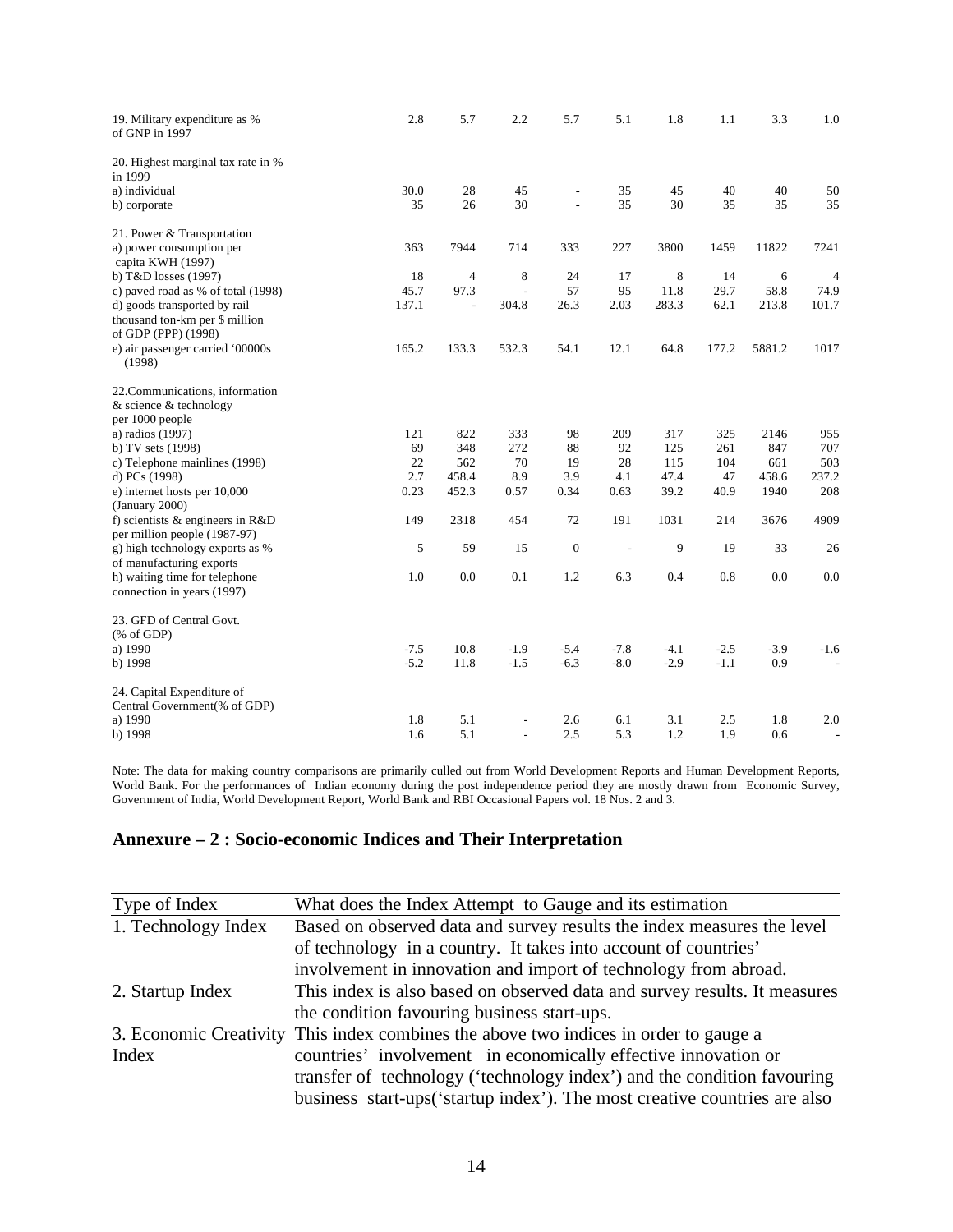| | | | | | | | | | |
|---|---|---|---|---|---|---|---|---|---|
| 19. Military expenditure as % of GNP in 1997 | 2.8 | 5.7 | 2.2 | 5.7 | 5.1 | 1.8 | 1.1 | 3.3 | 1.0 |
| 20. Highest marginal tax rate in % in 1999 | | | | | | | | | |
| a) individual | 30.0 | 28 | 45 | - | 35 | 45 | 40 | 40 | 50 |
| b) corporate | 35 | 26 | 30 | - | 35 | 30 | 35 | 35 | 35 |
| 21. Power & Transportation | | | | | | | | | |
| a) power consumption per capita KWH (1997) | 363 | 7944 | 714 | 333 | 227 | 3800 | 1459 | 11822 | 7241 |
| b) T&D losses (1997) | 18 | 4 | 8 | 24 | 17 | 8 | 14 | 6 | 4 |
| c) paved road as % of total (1998) | 45.7 | 97.3 | - | 57 | 95 | 11.8 | 29.7 | 58.8 | 74.9 |
| d) goods transported by rail thousand ton-km per $ million of GDP (PPP) (1998) | 137.1 | - | 304.8 | 26.3 | 2.03 | 283.3 | 62.1 | 213.8 | 101.7 |
| e) air passenger carried '00000s (1998) | 165.2 | 133.3 | 532.3 | 54.1 | 12.1 | 64.8 | 177.2 | 5881.2 | 1017 |
| 22.Communications, information & science & technology per 1000 people | | | | | | | | | |
| a) radios (1997) | 121 | 822 | 333 | 98 | 209 | 317 | 325 | 2146 | 955 |
| b) TV sets (1998) | 69 | 348 | 272 | 88 | 92 | 125 | 261 | 847 | 707 |
| c) Telephone mainlines (1998) | 22 | 562 | 70 | 19 | 28 | 115 | 104 | 661 | 503 |
| d) PCs (1998) | 2.7 | 458.4 | 8.9 | 3.9 | 4.1 | 47.4 | 47 | 458.6 | 237.2 |
| e) internet hosts per 10,000 (January 2000) | 0.23 | 452.3 | 0.57 | 0.34 | 0.63 | 39.2 | 40.9 | 1940 | 208 |
| f) scientists & engineers in R&D per million people (1987-97) | 149 | 2318 | 454 | 72 | 191 | 1031 | 214 | 3676 | 4909 |
| g) high technology exports as % of manufacturing exports | 5 | 59 | 15 | 0 | - | 9 | 19 | 33 | 26 |
| h) waiting time for telephone connection in years (1997) | 1.0 | 0.0 | 0.1 | 1.2 | 6.3 | 0.4 | 0.8 | 0.0 | 0.0 |
| 23. GFD of Central Govt. (% of GDP) | | | | | | | | | |
| a) 1990 | -7.5 | 10.8 | -1.9 | -5.4 | -7.8 | -4.1 | -2.5 | -3.9 | -1.6 |
| b) 1998 | -5.2 | 11.8 | -1.5 | -6.3 | -8.0 | -2.9 | -1.1 | 0.9 | - |
| 24. Capital Expenditure of Central Government(% of GDP) | | | | | | | | | |
| a) 1990 | 1.8 | 5.1 | - | 2.6 | 6.1 | 3.1 | 2.5 | 1.8 | 2.0 |
| b) 1998 | 1.6 | 5.1 | - | 2.5 | 5.3 | 1.2 | 1.9 | 0.6 | - |

Note: The data for making country comparisons are primarily culled out from World Development Reports and Human Development Reports, World Bank. For the performances of Indian economy during the post independence period they are mostly drawn from Economic Survey, Government of India, World Development Report, World Bank and RBI Occasional Papers vol. 18 Nos. 2 and 3.

## Annexure – 2 : Socio-economic Indices and Their Interpretation

| Type of Index | What does the Index Attempt to Gauge and its estimation |
|---|---|
| 1. Technology Index | Based on observed data and survey results the index measures the level of technology in a country. It takes into account of countries' involvement in innovation and import of technology from abroad. |
| 2. Startup Index | This index is also based on observed data and survey results. It measures the condition favouring business start-ups. |
| 3. Economic Creativity Index | This index combines the above two indices in order to gauge a countries' involvement in economically effective innovation or transfer of technology ('technology index') and the condition favouring business start-ups('startup index'). The most creative countries are also |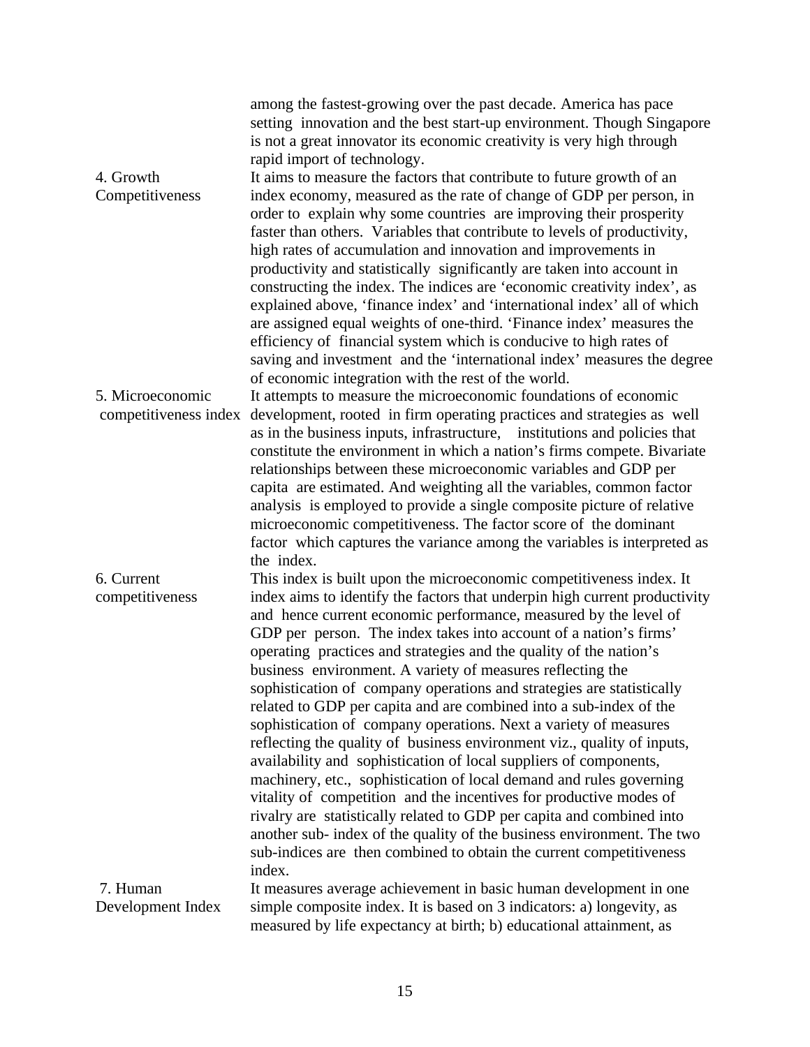|  |  |
|---|---|
|  | among the fastest-growing over the past decade. America has pace setting innovation and the best start-up environment. Though Singapore is not a great innovator its economic creativity is very high through rapid import of technology. |
| 4. Growth Competitiveness | It aims to measure the factors that contribute to future growth of an index economy, measured as the rate of change of GDP per person, in order to explain why some countries are improving their prosperity faster than others. Variables that contribute to levels of productivity, high rates of accumulation and innovation and improvements in productivity and statistically significantly are taken into account in constructing the index. The indices are 'economic creativity index', as explained above, 'finance index' and 'international index' all of which are assigned equal weights of one-third. 'Finance index' measures the efficiency of financial system which is conducive to high rates of saving and investment and the 'international index' measures the degree of economic integration with the rest of the world. |
| 5. Microeconomic competitiveness index | It attempts to measure the microeconomic foundations of economic development, rooted in firm operating practices and strategies as well as in the business inputs, infrastructure, institutions and policies that constitute the environment in which a nation's firms compete. Bivariate relationships between these microeconomic variables and GDP per capita are estimated. And weighting all the variables, common factor analysis is employed to provide a single composite picture of relative microeconomic competitiveness. The factor score of the dominant factor which captures the variance among the variables is interpreted as the index. |
| 6. Current competitiveness | This index is built upon the microeconomic competitiveness index. It index aims to identify the factors that underpin high current productivity and hence current economic performance, measured by the level of GDP per person. The index takes into account of a nation's firms' operating practices and strategies and the quality of the nation's business environment. A variety of measures reflecting the sophistication of company operations and strategies are statistically related to GDP per capita and are combined into a sub-index of the sophistication of company operations. Next a variety of measures reflecting the quality of business environment viz., quality of inputs, availability and sophistication of local suppliers of components, machinery, etc., sophistication of local demand and rules governing vitality of competition and the incentives for productive modes of rivalry are statistically related to GDP per capita and combined into another sub- index of the quality of the business environment. The two sub-indices are then combined to obtain the current competitiveness index. |
| 7. Human Development Index | It measures average achievement in basic human development in one simple composite index. It is based on 3 indicators: a) longevity, as measured by life expectancy at birth; b) educational attainment, as |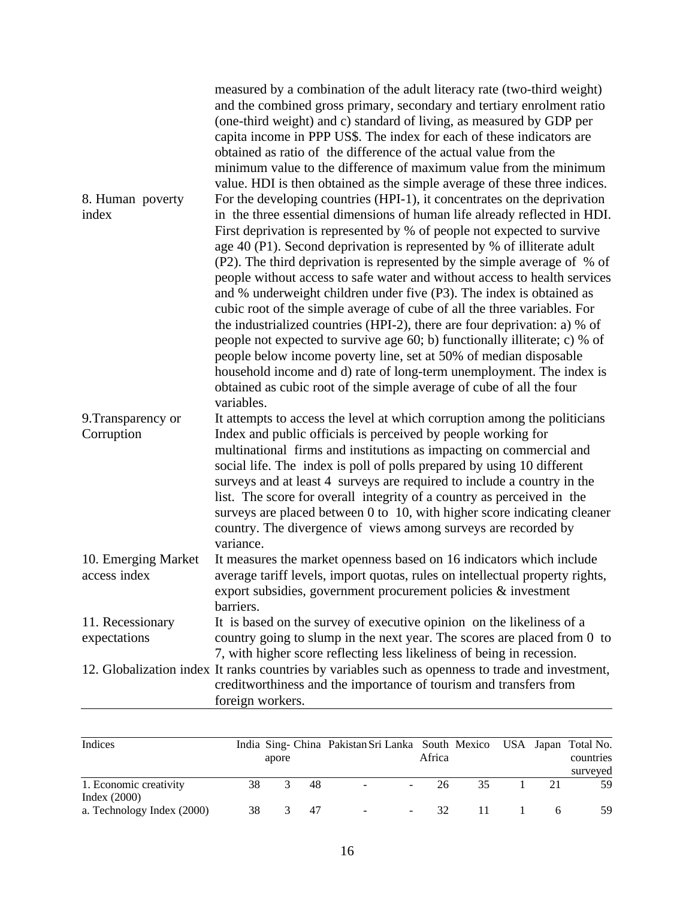| | |
|---|---|
| | measured by a combination of the adult literacy rate (two-third weight) and the combined gross primary, secondary and tertiary enrolment ratio (one-third weight) and c) standard of living, as measured by GDP per capita income in PPP US$. The index for each of these indicators are obtained as ratio of the difference of the actual value from the minimum value to the difference of maximum value from the minimum value. HDI is then obtained as the simple average of these three indices. |
| 8. Human poverty index | For the developing countries (HPI-1), it concentrates on the deprivation in the three essential dimensions of human life already reflected in HDI. First deprivation is represented by % of people not expected to survive age 40 (P1). Second deprivation is represented by % of illiterate adult (P2). The third deprivation is represented by the simple average of % of people without access to safe water and without access to health services and % underweight children under five (P3). The index is obtained as cubic root of the simple average of cube of all the three variables. For the industrialized countries (HPI-2), there are four deprivation: a) % of people not expected to survive age 60; b) functionally illiterate; c) % of people below income poverty line, set at 50% of median disposable household income and d) rate of long-term unemployment. The index is obtained as cubic root of the simple average of cube of all the four variables. |
| 9.Transparency or Corruption | It attempts to access the level at which corruption among the politicians Index and public officials is perceived by people working for multinational firms and institutions as impacting on commercial and social life. The index is poll of polls prepared by using 10 different surveys and at least 4 surveys are required to include a country in the list. The score for overall integrity of a country as perceived in the surveys are placed between 0 to 10, with higher score indicating cleaner country. The divergence of views among surveys are recorded by variance. |
| 10. Emerging Market access index | It measures the market openness based on 16 indicators which include average tariff levels, import quotas, rules on intellectual property rights, export subsidies, government procurement policies & investment barriers. |
| 11. Recessionary expectations | It is based on the survey of executive opinion on the likeliness of a country going to slump in the next year. The scores are placed from 0 to 7, with higher score reflecting less likeliness of being in recession. |
| 12. Globalization index | It ranks countries by variables such as openness to trade and investment, creditworthiness and the importance of tourism and transfers from foreign workers. |

| Indices | India | Sing-apore | China | Pakistan | Sri Lanka | South Africa | Mexico | USA | Japan | Total No. countries surveyed |
|---|---|---|---|---|---|---|---|---|---|---|
| 1. Economic creativity Index (2000) | 38 | 3 | 48 | - | - | 26 | 35 | 1 | 21 | 59 |
| a. Technology Index (2000) | 38 | 3 | 47 | - | - | 32 | 11 | 1 | 6 | 59 |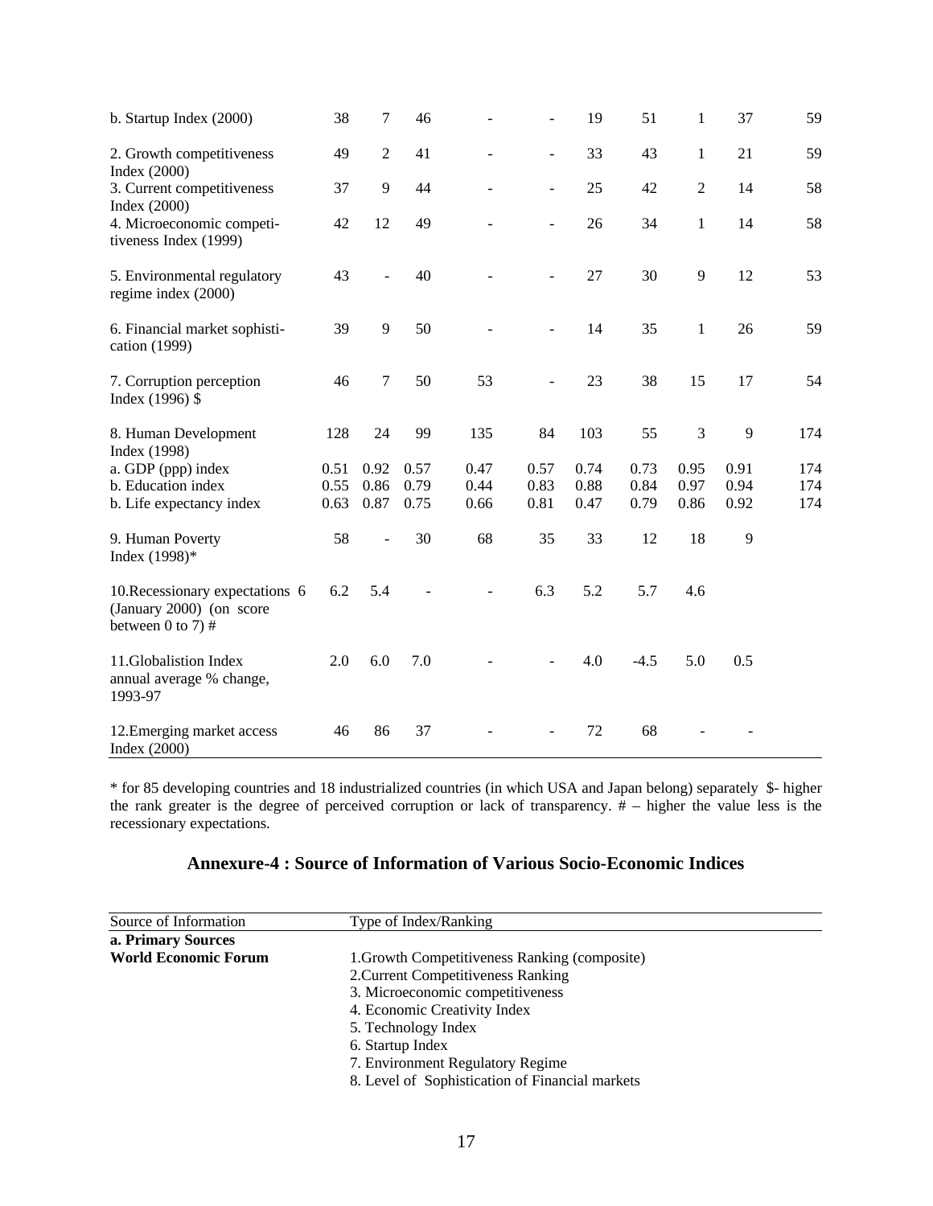| | | | | | | | | | | |
|---|---|---|---|---|---|---|---|---|---|---|
| b. Startup Index (2000) | 38 | 7 | 46 | - | - | 19 | 51 | 1 | 37 | 59 |
| 2. Growth competitiveness Index (2000) | 49 | 2 | 41 | - | - | 33 | 43 | 1 | 21 | 59 |
| 3. Current competitiveness Index (2000) | 37 | 9 | 44 | - | - | 25 | 42 | 2 | 14 | 58 |
| 4. Microeconomic competitiveness Index (1999) | 42 | 12 | 49 | - | - | 26 | 34 | 1 | 14 | 58 |
| 5. Environmental regulatory regime index (2000) | 43 | - | 40 | - | - | 27 | 30 | 9 | 12 | 53 |
| 6. Financial market sophistication (1999) | 39 | 9 | 50 | - | - | 14 | 35 | 1 | 26 | 59 |
| 7. Corruption perception Index (1996) $ | 46 | 7 | 50 | 53 | - | 23 | 38 | 15 | 17 | 54 |
| 8. Human Development Index (1998) | 128 | 24 | 99 | 135 | 84 | 103 | 55 | 3 | 9 | 174 |
| a. GDP (ppp) index | 0.51 | 0.92 | 0.57 | 0.47 | 0.57 | 0.74 | 0.73 | 0.95 | 0.91 | 174 |
| b. Education index | 0.55 | 0.86 | 0.79 | 0.44 | 0.83 | 0.88 | 0.84 | 0.97 | 0.94 | 174 |
| b. Life expectancy index | 0.63 | 0.87 | 0.75 | 0.66 | 0.81 | 0.47 | 0.79 | 0.86 | 0.92 | 174 |
| 9. Human Poverty Index (1998)* | 58 | - | 30 | 68 | 35 | 33 | 12 | 18 | 9 | |
| 10.Recessionary expectations 6 (January 2000) (on score between 0 to 7) # | 6.2 | 5.4 | - | - | 6.3 | 5.2 | 5.7 | 4.6 | | |
| 11.Globalistion Index annual average % change, 1993-97 | 2.0 | 6.0 | 7.0 | - | - | 4.0 | -4.5 | 5.0 | 0.5 | |
| 12.Emerging market access Index (2000) | 46 | 86 | 37 | - | - | 72 | 68 | - | - | |

* for 85 developing countries and 18 industrialized countries (in which USA and Japan belong) separately $- higher the rank greater is the degree of perceived corruption or lack of transparency. # – higher the value less is the recessionary expectations.

## Annexure-4 : Source of Information of Various Socio-Economic Indices

| Source of Information | Type of Index/Ranking |
|---|---|
| **a. Primary Sources** | |
| **World Economic Forum** | 1.Growth Competitiveness Ranking (composite) |
| | 2.Current Competitiveness Ranking |
| | 3. Microeconomic competitiveness |
| | 4. Economic Creativity Index |
| | 5. Technology Index |
| | 6. Startup Index |
| | 7. Environment Regulatory Regime |
| | 8. Level of Sophistication of Financial markets |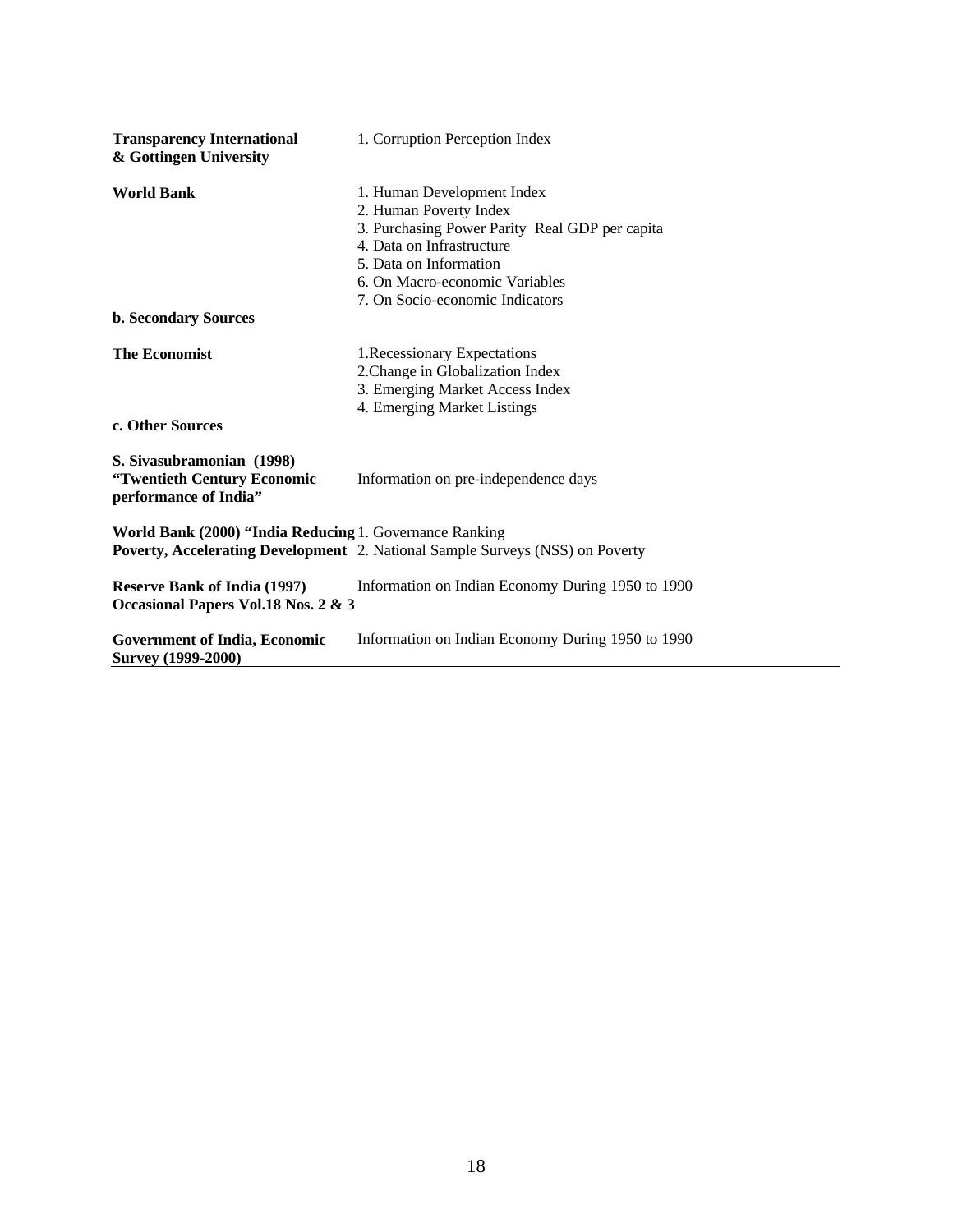| | |
|---|---|
| **Transparency International & Gottingen University** | 1. Corruption Perception Index |
| **World Bank** | 1. Human Development Index<br>2. Human Poverty Index<br>3. Purchasing Power Parity Real GDP per capita<br>4. Data on Infrastructure<br>5. Data on Information<br>6. On Macro-economic Variables<br>7. On Socio-economic Indicators |
| **b. Secondary Sources** | |
| **The Economist** | 1.Recessionary Expectations<br>2.Change in Globalization Index<br>3. Emerging Market Access Index<br>4. Emerging Market Listings |
| **c. Other Sources** | |
| **S. Sivasubramonian (1998) "Twentieth Century Economic performance of India"** | Information on pre-independence days |
| **World Bank (2000) "India Reducing Poverty, Accelerating Development** | 1. Governance Ranking<br>2. National Sample Surveys (NSS) on Poverty |
| **Reserve Bank of India (1997) Occasional Papers Vol.18 Nos. 2 & 3** | Information on Indian Economy During 1950 to 1990 |
| **Government of India, Economic Survey (1999-2000)** | Information on Indian Economy During 1950 to 1990 |